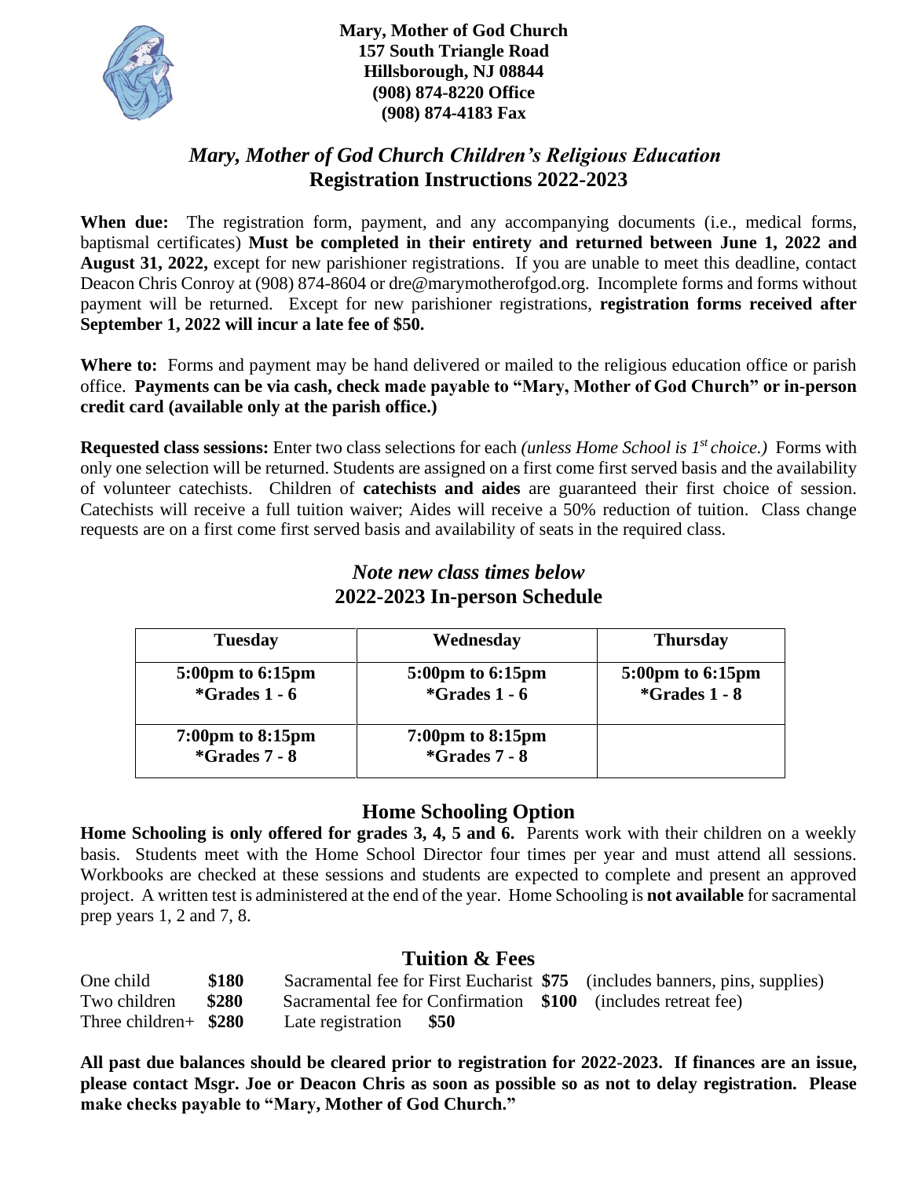**Mary, Mother of God Church**
**157 South Triangle Road**
**Hillsborough, NJ 08844**
**(908) 874-8220 Office**
**(908) 874-4183 Fax**

## *Mary, Mother of God Church Children's Religious Education*
## Registration Instructions 2022-2023

**When due:** The registration form, payment, and any accompanying documents (i.e., medical forms, baptismal certificates) **Must be completed in their entirety and returned between June 1, 2022 and August 31, 2022,** except for new parishioner registrations. If you are unable to meet this deadline, contact Deacon Chris Conroy at (908) 874-8604 or dre@marymotherofgod.org. Incomplete forms and forms without payment will be returned. Except for new parishioner registrations, **registration forms received after September 1, 2022 will incur a late fee of $50.**

**Where to:** Forms and payment may be hand delivered or mailed to the religious education office or parish office. **Payments can be via cash, check made payable to "Mary, Mother of God Church" or in-person credit card (available only at the parish office.)**

**Requested class sessions:** Enter two class selections for each *(unless Home School is 1st choice.)* Forms with only one selection will be returned. Students are assigned on a first come first served basis and the availability of volunteer catechists. Children of **catechists and aides** are guaranteed their first choice of session. Catechists will receive a full tuition waiver; Aides will receive a 50% reduction of tuition. Class change requests are on a first come first served basis and availability of seats in the required class.

### *Note new class times below*
### 2022-2023 In-person Schedule

| Tuesday | Wednesday | Thursday |
|---|---|---|
| **5:00pm to 6:15pm** **\*Grades 1 - 6** | **5:00pm to 6:15pm** **\*Grades 1 - 6** | **5:00pm to 6:15pm** **\*Grades 1 - 8** |
| **7:00pm to 8:15pm** **\*Grades 7 - 8** | **7:00pm to 8:15pm** **\*Grades 7 - 8** | |

## Home Schooling Option

**Home Schooling is only offered for grades 3, 4, 5 and 6.** Parents work with their children on a weekly basis. Students meet with the Home School Director four times per year and must attend all sessions. Workbooks are checked at these sessions and students are expected to complete and present an approved project. A written test is administered at the end of the year. Home Schooling is **not available** for sacramental prep years 1, 2 and 7, 8.

## Tuition & Fees

| | | | | |
|---|---|---|---|---|
| One child | **$180** | Sacramental fee for First Eucharist | **$75** | (includes banners, pins, supplies) |
| Two children | **$280** | Sacramental fee for Confirmation | **$100** | (includes retreat fee) |
| Three children+ | **$280** | Late registration | **$50** | |

**All past due balances should be cleared prior to registration for 2022-2023. If finances are an issue, please contact Msgr. Joe or Deacon Chris as soon as possible so as not to delay registration. Please make checks payable to "Mary, Mother of God Church."**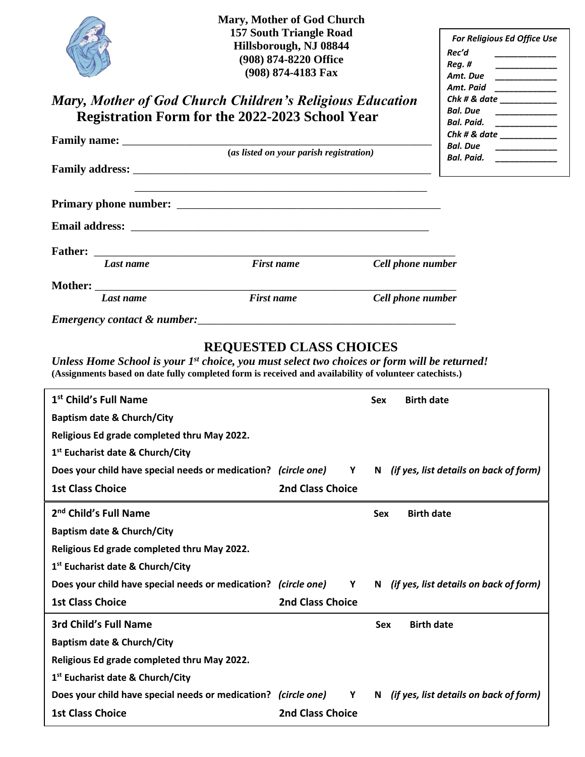**Mary, Mother of God Church**
**157 South Triangle Road**
**Hillsborough, NJ 08844**
**(908) 874-8220 Office**
**(908) 874-4183 Fax**

| *For Religious Ed Office Use* | |
|---|---|
| *Rec'd* | ___________ |
| *Reg. #* | ___________ |
| *Amt. Due* | ___________ |
| *Amt. Paid* | ___________ |
| *Chk # & date* | ___________ |
| *Bal. Due* | ___________ |
| *Bal. Paid.* | ___________ |
| *Chk # & date* | ___________ |
| *Bal. Due* | ___________ |
| *Bal. Paid.* | ___________ |

## *Mary, Mother of God Church Children's Religious Education*
## Registration Form for the 2022-2023 School Year

**Family name:** ______________________________________________________
*(as listed on your parish registration)*

**Family address:** ____________________________________________________

____________________________________________________

**Primary phone number:** ____________________________________________

**Email address:** _____________________________________________________

**Father:** ___________________________________________________________
*Last name* *First name* *Cell phone number*

**Mother:** __________________________________________________________
*Last name* *First name* *Cell phone number*

*Emergency contact & number:*_____________________________________________

## REQUESTED CLASS CHOICES

***Unless Home School is your 1st choice, you must select two choices or form will be returned!***
**(Assignments based on date fully completed form is received and availability of volunteer catechists.)**

| | | | |
|---|---|---|---|
| **1st Child's Full Name** | | **Sex** | **Birth date** |
| **Baptism date & Church/City** | | | |
| **Religious Ed grade completed thru May 2022.** | | | |
| **1st Eucharist date & Church/City** | | | |
| **Does your child have special needs or medication?** *(circle one)* **Y** **N** *(if yes, list details on back of form)* | | | |
| **1st Class Choice** | **2nd Class Choice** | | |
| **2nd Child's Full Name** | | **Sex** | **Birth date** |
| **Baptism date & Church/City** | | | |
| **Religious Ed grade completed thru May 2022.** | | | |
| **1st Eucharist date & Church/City** | | | |
| **Does your child have special needs or medication?** *(circle one)* **Y** **N** *(if yes, list details on back of form)* | | | |
| **1st Class Choice** | **2nd Class Choice** | | |
| **3rd Child's Full Name** | | **Sex** | **Birth date** |
| **Baptism date & Church/City** | | | |
| **Religious Ed grade completed thru May 2022.** | | | |
| **1st Eucharist date & Church/City** | | | |
| **Does your child have special needs or medication?** *(circle one)* **Y** **N** *(if yes, list details on back of form)* | | | |
| **1st Class Choice** | **2nd Class Choice** | | |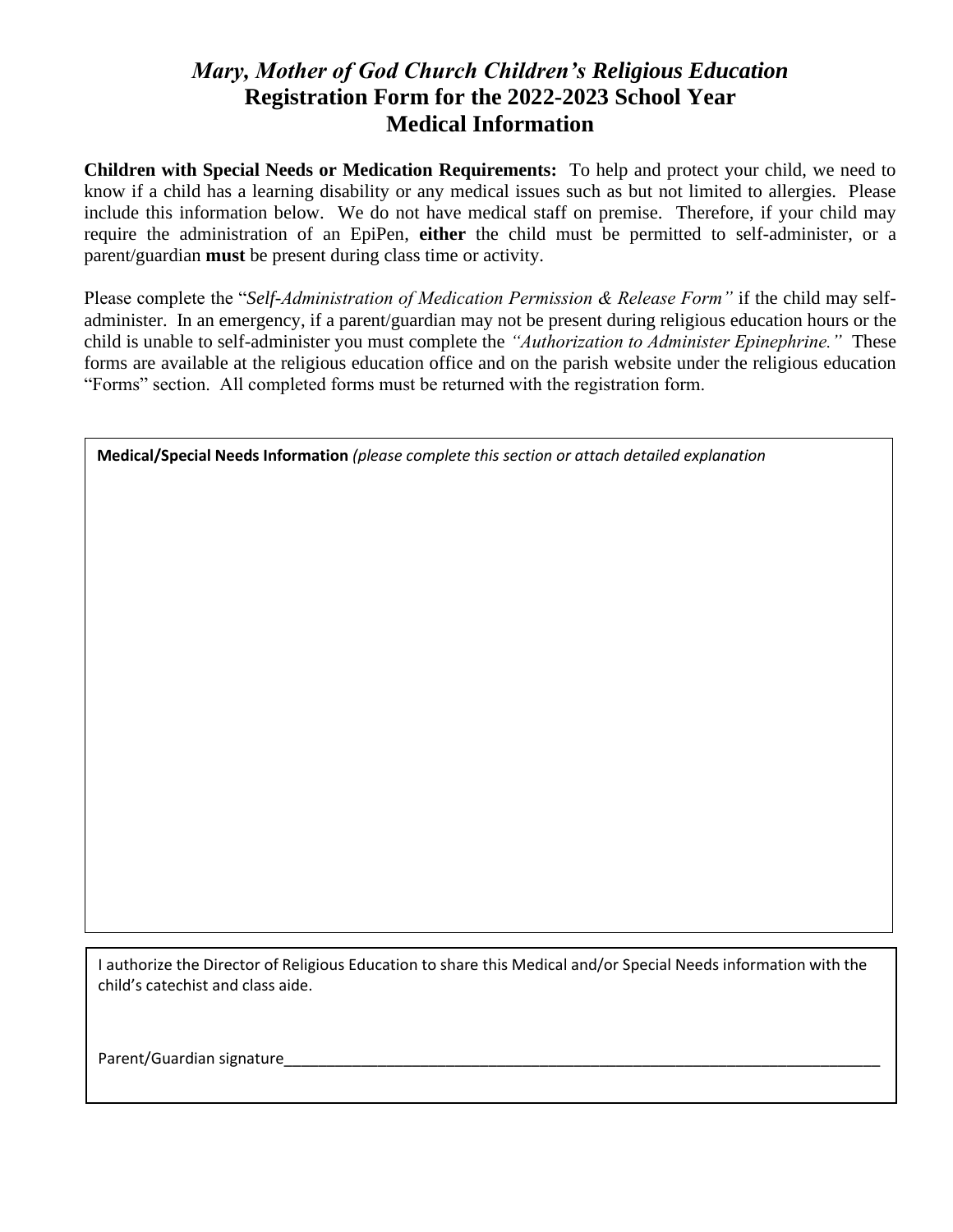# *Mary, Mother of God Church Children's Religious Education*
## Registration Form for the 2022-2023 School Year
## Medical Information

**Children with Special Needs or Medication Requirements:** To help and protect your child, we need to know if a child has a learning disability or any medical issues such as but not limited to allergies. Please include this information below. We do not have medical staff on premise. Therefore, if your child may require the administration of an EpiPen, **either** the child must be permitted to self-administer, or a parent/guardian **must** be present during class time or activity.

Please complete the "*Self-Administration of Medication Permission & Release Form"* if the child may self-administer. In an emergency, if a parent/guardian may not be present during religious education hours or the child is unable to self-administer you must complete the *"Authorization to Administer Epinephrine."* These forms are available at the religious education office and on the parish website under the religious education "Forms" section. All completed forms must be returned with the registration form.

**Medical/Special Needs Information** *(please complete this section or attach detailed explanation*

I authorize the Director of Religious Education to share this Medical and/or Special Needs information with the child's catechist and class aide.

Parent/Guardian signature___________________________________________________________________________